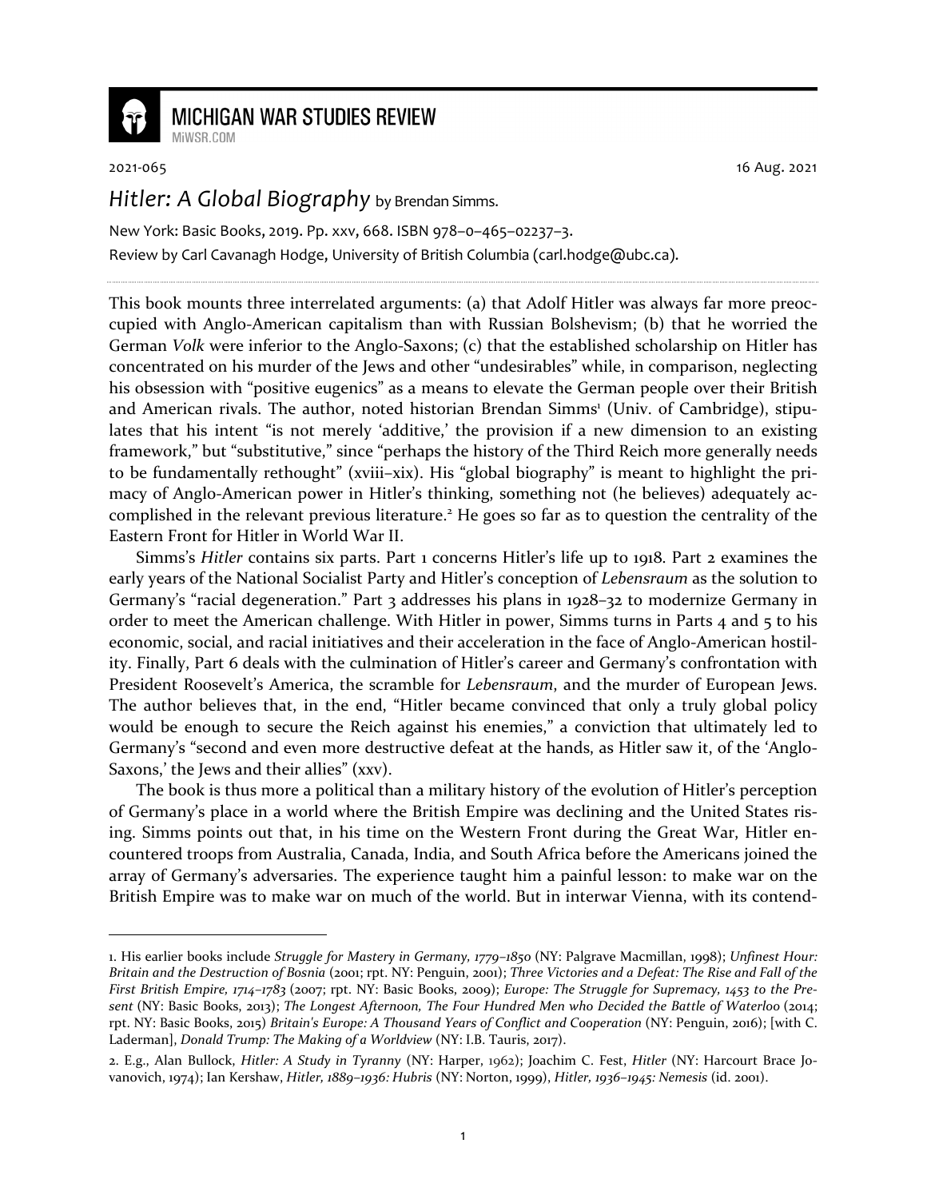# MICHIGAN WAR STUDIES REVIEW

MiWSR.COM

2021-065 16 Aug. 2021

## *Hitler: A Global Biography* by Brendan Simms.

New York: Basic Books, 2019. Pp. xxv, 668. ISBN 978–0–465–02237–3.

Review by Carl Cavanagh Hodge, University of British Columbia (carl.hodge@ubc.ca).

This book mounts three interrelated arguments: (a) that Adolf Hitler was always far more preoccupied with Anglo-American capitalism than with Russian Bolshevism; (b) that he worried the German *Volk* were inferior to the Anglo-Saxons; (c) that the established scholarship on Hitler has concentrated on his murder of the Jews and other "undesirables" while, in comparison, neglecting his obsession with "positive eugenics" as a means to elevate the German people over their British and American rivals. The author, noted historian Brendan Simms[1] (Univ. of Cambridge), stipulates that his intent "is not merely 'additive,' the provision if a new dimension to an existing framework," but "substitutive," since "perhaps the history of the Third Reich more generally needs to be fundamentally rethought" (xviii–xix). His "global biography" is meant to highlight the primacy of Anglo-American power in Hitler's thinking, something not (he believes) adequately accomplished in the relevant previous literature.[2] He goes so far as to question the centrality of the Eastern Front for Hitler in World War II.

Simms's *Hitler* contains six parts. Part 1 concerns Hitler's life up to 1918. Part 2 examines the early years of the National Socialist Party and Hitler's conception of *Lebensraum* as the solution to Germany's "racial degeneration." Part 3 addresses his plans in 1928–32 to modernize Germany in order to meet the American challenge. With Hitler in power, Simms turns in Parts 4 and 5 to his economic, social, and racial initiatives and their acceleration in the face of Anglo-American hostility. Finally, Part 6 deals with the culmination of Hitler's career and Germany's confrontation with President Roosevelt's America, the scramble for *Lebensraum*, and the murder of European Jews. The author believes that, in the end, "Hitler became convinced that only a truly global policy would be enough to secure the Reich against his enemies," a conviction that ultimately led to Germany's "second and even more destructive defeat at the hands, as Hitler saw it, of the 'Anglo-Saxons,' the Jews and their allies" (xxv).

The book is thus more a political than a military history of the evolution of Hitler's perception of Germany's place in a world where the British Empire was declining and the United States rising. Simms points out that, in his time on the Western Front during the Great War, Hitler encountered troops from Australia, Canada, India, and South Africa before the Americans joined the array of Germany's adversaries. The experience taught him a painful lesson: to make war on the British Empire was to make war on much of the world. But in interwar Vienna, with its contend-

---

1. His earlier books include *Struggle for Mastery in Germany, 1779–1850* (NY: Palgrave Macmillan, 1998); *Unfinest Hour: Britain and the Destruction of Bosnia* (2001; rpt. NY: Penguin, 2001); *Three Victories and a Defeat: The Rise and Fall of the First British Empire, 1714–1783* (2007; rpt. NY: Basic Books, 2009); *Europe: The Struggle for Supremacy, 1453 to the Present* (NY: Basic Books, 2013); *The Longest Afternoon, The Four Hundred Men who Decided the Battle of Waterloo* (2014; rpt. NY: Basic Books, 2015) *Britain's Europe: A Thousand Years of Conflict and Cooperation* (NY: Penguin, 2016); [with C. Laderman], *Donald Trump: The Making of a Worldview* (NY: I.B. Tauris, 2017).

2. E.g., Alan Bullock, *Hitler: A Study in Tyranny* (NY: Harper, 1962); Joachim C. Fest, *Hitler* (NY: Harcourt Brace Jovanovich, 1974); Ian Kershaw, *Hitler, 1889–1936: Hubris* (NY: Norton, 1999), *Hitler, 1936–1945: Nemesis* (id. 2001).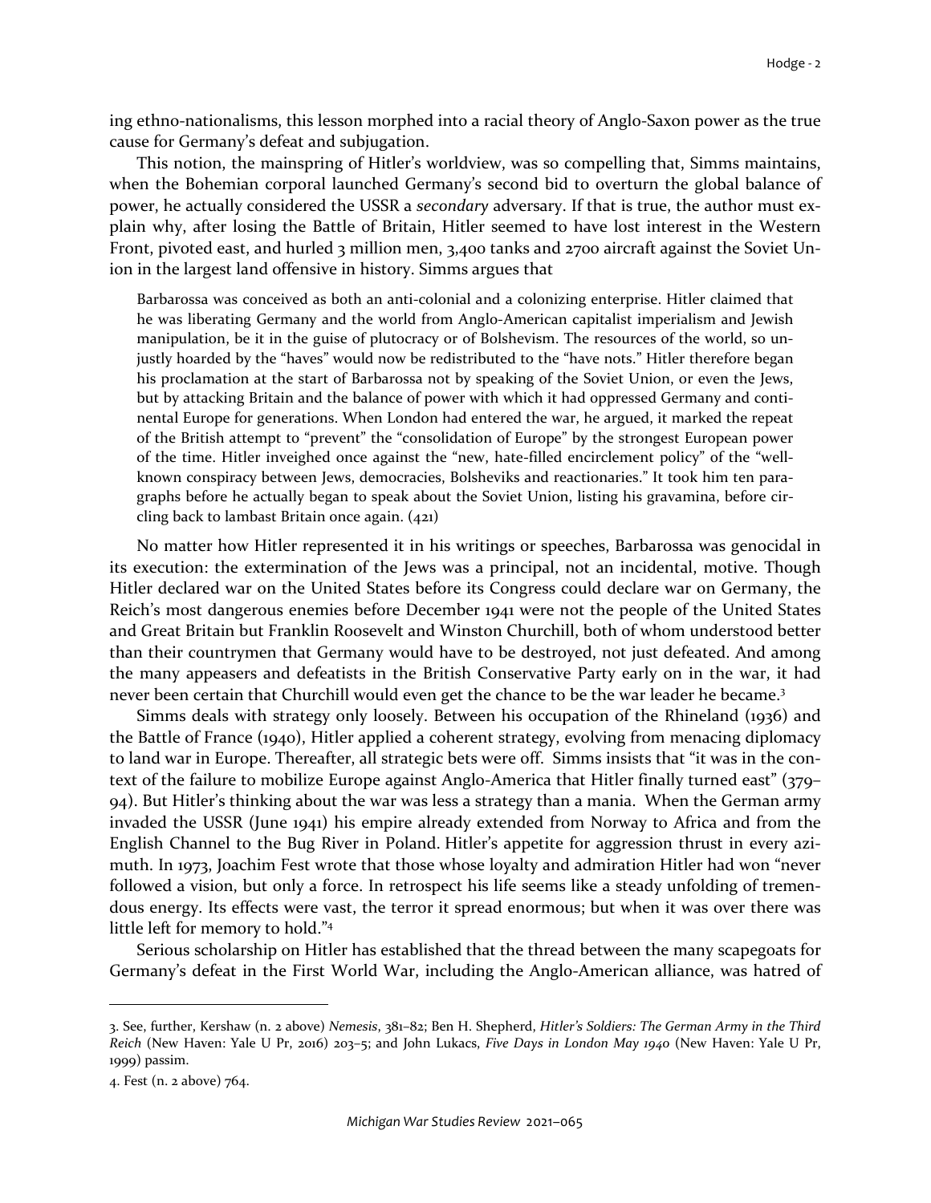ing ethno-nationalisms, this lesson morphed into a racial theory of Anglo-Saxon power as the true cause for Germany's defeat and subjugation.

This notion, the mainspring of Hitler's worldview, was so compelling that, Simms maintains, when the Bohemian corporal launched Germany's second bid to overturn the global balance of power, he actually considered the USSR a *secondary* adversary. If that is true, the author must explain why, after losing the Battle of Britain, Hitler seemed to have lost interest in the Western Front, pivoted east, and hurled 3 million men, 3,400 tanks and 2700 aircraft against the Soviet Union in the largest land offensive in history. Simms argues that

> Barbarossa was conceived as both an anti-colonial and a colonizing enterprise. Hitler claimed that he was liberating Germany and the world from Anglo-American capitalist imperialism and Jewish manipulation, be it in the guise of plutocracy or of Bolshevism. The resources of the world, so unjustly hoarded by the "haves" would now be redistributed to the "have nots." Hitler therefore began his proclamation at the start of Barbarossa not by speaking of the Soviet Union, or even the Jews, but by attacking Britain and the balance of power with which it had oppressed Germany and continental Europe for generations. When London had entered the war, he argued, it marked the repeat of the British attempt to "prevent" the "consolidation of Europe" by the strongest European power of the time. Hitler inveighed once against the "new, hate-filled encirclement policy" of the "well-known conspiracy between Jews, democracies, Bolsheviks and reactionaries." It took him ten paragraphs before he actually began to speak about the Soviet Union, listing his gravamina, before circling back to lambast Britain once again. (421)

No matter how Hitler represented it in his writings or speeches, Barbarossa was genocidal in its execution: the extermination of the Jews was a principal, not an incidental, motive. Though Hitler declared war on the United States before its Congress could declare war on Germany, the Reich's most dangerous enemies before December 1941 were not the people of the United States and Great Britain but Franklin Roosevelt and Winston Churchill, both of whom understood better than their countrymen that Germany would have to be destroyed, not just defeated. And among the many appeasers and defeatists in the British Conservative Party early on in the war, it had never been certain that Churchill would even get the chance to be the war leader he became.[3]

Simms deals with strategy only loosely. Between his occupation of the Rhineland (1936) and the Battle of France (1940), Hitler applied a coherent strategy, evolving from menacing diplomacy to land war in Europe. Thereafter, all strategic bets were off. Simms insists that "it was in the context of the failure to mobilize Europe against Anglo-America that Hitler finally turned east" (379–94). But Hitler's thinking about the war was less a strategy than a mania. When the German army invaded the USSR (June 1941) his empire already extended from Norway to Africa and from the English Channel to the Bug River in Poland. Hitler's appetite for aggression thrust in every azimuth. In 1973, Joachim Fest wrote that those whose loyalty and admiration Hitler had won "never followed a vision, but only a force. In retrospect his life seems like a steady unfolding of tremendous energy. Its effects were vast, the terror it spread enormous; but when it was over there was little left for memory to hold."[4]

Serious scholarship on Hitler has established that the thread between the many scapegoats for Germany's defeat in the First World War, including the Anglo-American alliance, was hatred of

---

3. See, further, Kershaw (n. 2 above) *Nemesis*, 381–82; Ben H. Shepherd, *Hitler's Soldiers: The German Army in the Third Reich* (New Haven: Yale U Pr, 2016) 203–5; and John Lukacs, *Five Days in London May 1940* (New Haven: Yale U Pr, 1999) passim.

4. Fest (n. 2 above) 764.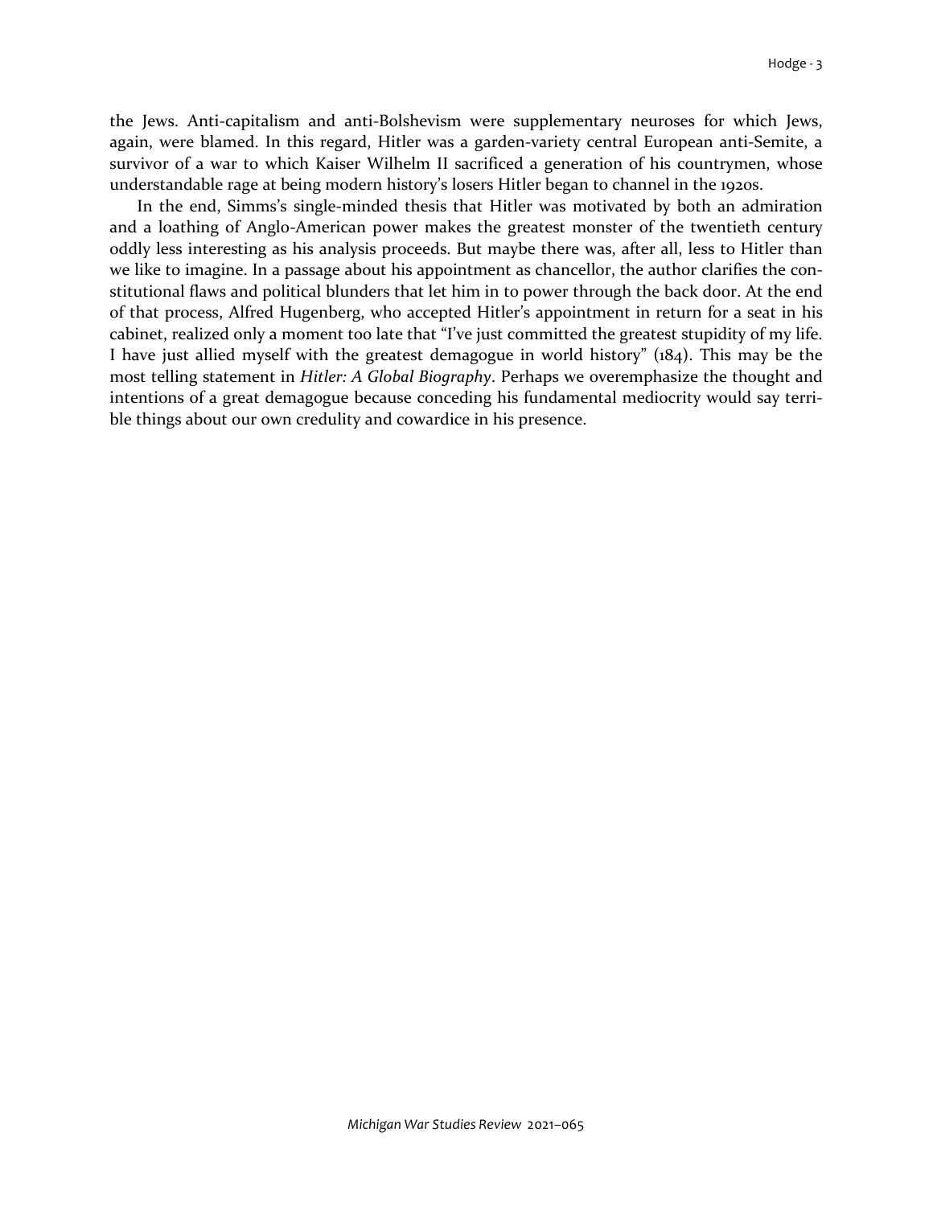the Jews. Anti-capitalism and anti-Bolshevism were supplementary neuroses for which Jews, again, were blamed. In this regard, Hitler was a garden-variety central European anti-Semite, a survivor of a war to which Kaiser Wilhelm II sacrificed a generation of his countrymen, whose understandable rage at being modern history's losers Hitler began to channel in the 1920s.

In the end, Simms's single-minded thesis that Hitler was motivated by both an admiration and a loathing of Anglo-American power makes the greatest monster of the twentieth century oddly less interesting as his analysis proceeds. But maybe there was, after all, less to Hitler than we like to imagine. In a passage about his appointment as chancellor, the author clarifies the constitutional flaws and political blunders that let him in to power through the back door. At the end of that process, Alfred Hugenberg, who accepted Hitler's appointment in return for a seat in his cabinet, realized only a moment too late that "I've just committed the greatest stupidity of my life. I have just allied myself with the greatest demagogue in world history" (184). This may be the most telling statement in *Hitler: A Global Biography*. Perhaps we overemphasize the thought and intentions of a great demagogue because conceding his fundamental mediocrity would say terrible things about our own credulity and cowardice in his presence.